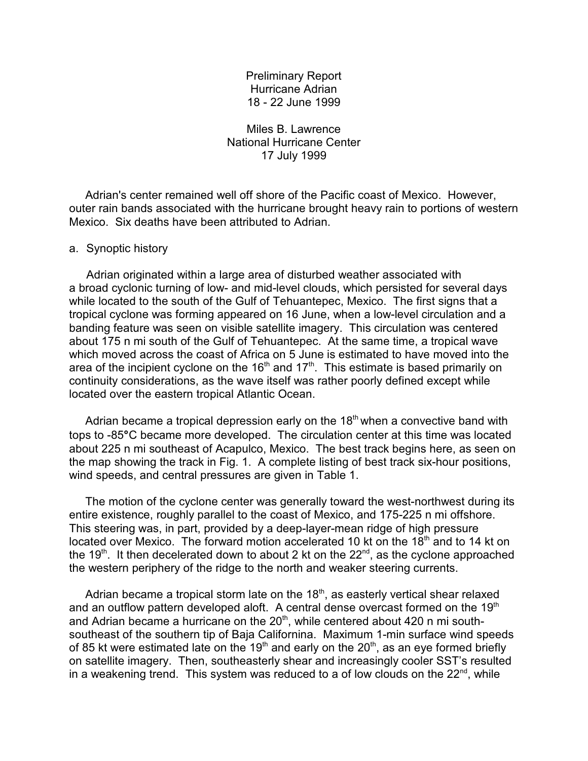Preliminary Report
Hurricane Adrian
18 - 22 June 1999

Miles B. Lawrence
National Hurricane Center
17 July 1999

Adrian's center remained well off shore of the Pacific coast of Mexico. However, outer rain bands associated with the hurricane brought heavy rain to portions of western Mexico. Six deaths have been attributed to Adrian.

a. Synoptic history

Adrian originated within a large area of disturbed weather associated with a broad cyclonic turning of low- and mid-level clouds, which persisted for several days while located to the south of the Gulf of Tehuantepec, Mexico. The first signs that a tropical cyclone was forming appeared on 16 June, when a low-level circulation and a banding feature was seen on visible satellite imagery. This circulation was centered about 175 n mi south of the Gulf of Tehuantepec. At the same time, a tropical wave which moved across the coast of Africa on 5 June is estimated to have moved into the area of the incipient cyclone on the 16th and 17th. This estimate is based primarily on continuity considerations, as the wave itself was rather poorly defined except while located over the eastern tropical Atlantic Ocean.

Adrian became a tropical depression early on the 18th when a convective band with tops to -85°C became more developed. The circulation center at this time was located about 225 n mi southeast of Acapulco, Mexico. The best track begins here, as seen on the map showing the track in Fig. 1. A complete listing of best track six-hour positions, wind speeds, and central pressures are given in Table 1.

The motion of the cyclone center was generally toward the west-northwest during its entire existence, roughly parallel to the coast of Mexico, and 175-225 n mi offshore. This steering was, in part, provided by a deep-layer-mean ridge of high pressure located over Mexico. The forward motion accelerated 10 kt on the 18th and to 14 kt on the 19th. It then decelerated down to about 2 kt on the 22nd, as the cyclone approached the western periphery of the ridge to the north and weaker steering currents.

Adrian became a tropical storm late on the 18th, as easterly vertical shear relaxed and an outflow pattern developed aloft. A central dense overcast formed on the 19th and Adrian became a hurricane on the 20th, while centered about 420 n mi south-southeast of the southern tip of Baja Californina. Maximum 1-min surface wind speeds of 85 kt were estimated late on the 19th and early on the 20th, as an eye formed briefly on satellite imagery. Then, southeasterly shear and increasingly cooler SST's resulted in a weakening trend. This system was reduced to a of low clouds on the 22nd, while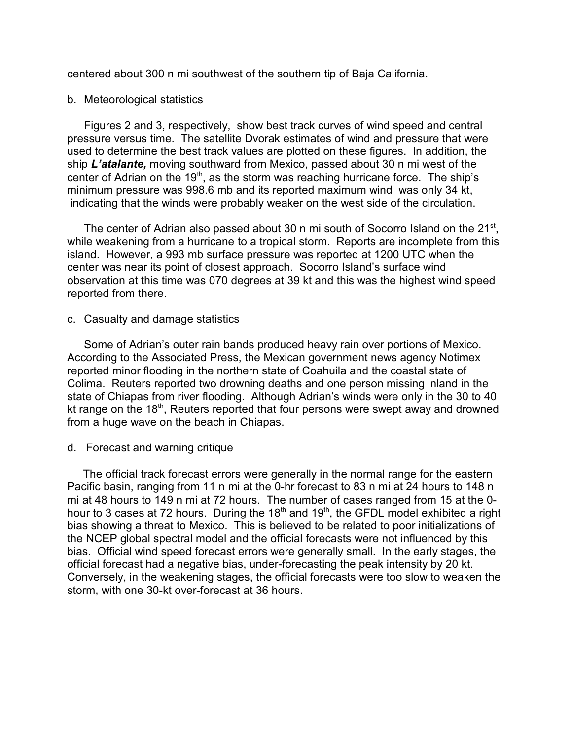centered about 300 n mi southwest of the southern tip of Baja California.

b. Meteorological statistics

Figures 2 and 3, respectively, show best track curves of wind speed and central pressure versus time. The satellite Dvorak estimates of wind and pressure that were used to determine the best track values are plotted on these figures. In addition, the ship ***L'atalante,*** moving southward from Mexico, passed about 30 n mi west of the center of Adrian on the 19th, as the storm was reaching hurricane force. The ship's minimum pressure was 998.6 mb and its reported maximum wind was only 34 kt, indicating that the winds were probably weaker on the west side of the circulation.

The center of Adrian also passed about 30 n mi south of Socorro Island on the 21st, while weakening from a hurricane to a tropical storm. Reports are incomplete from this island. However, a 993 mb surface pressure was reported at 1200 UTC when the center was near its point of closest approach. Socorro Island's surface wind observation at this time was 070 degrees at 39 kt and this was the highest wind speed reported from there.

c. Casualty and damage statistics

Some of Adrian's outer rain bands produced heavy rain over portions of Mexico. According to the Associated Press, the Mexican government news agency Notimex reported minor flooding in the northern state of Coahuila and the coastal state of Colima. Reuters reported two drowning deaths and one person missing inland in the state of Chiapas from river flooding. Although Adrian's winds were only in the 30 to 40 kt range on the 18th, Reuters reported that four persons were swept away and drowned from a huge wave on the beach in Chiapas.

d. Forecast and warning critique

The official track forecast errors were generally in the normal range for the eastern Pacific basin, ranging from 11 n mi at the 0-hr forecast to 83 n mi at 24 hours to 148 n mi at 48 hours to 149 n mi at 72 hours. The number of cases ranged from 15 at the 0-hour to 3 cases at 72 hours. During the 18th and 19th, the GFDL model exhibited a right bias showing a threat to Mexico. This is believed to be related to poor initializations of the NCEP global spectral model and the official forecasts were not influenced by this bias. Official wind speed forecast errors were generally small. In the early stages, the official forecast had a negative bias, under-forecasting the peak intensity by 20 kt. Conversely, in the weakening stages, the official forecasts were too slow to weaken the storm, with one 30-kt over-forecast at 36 hours.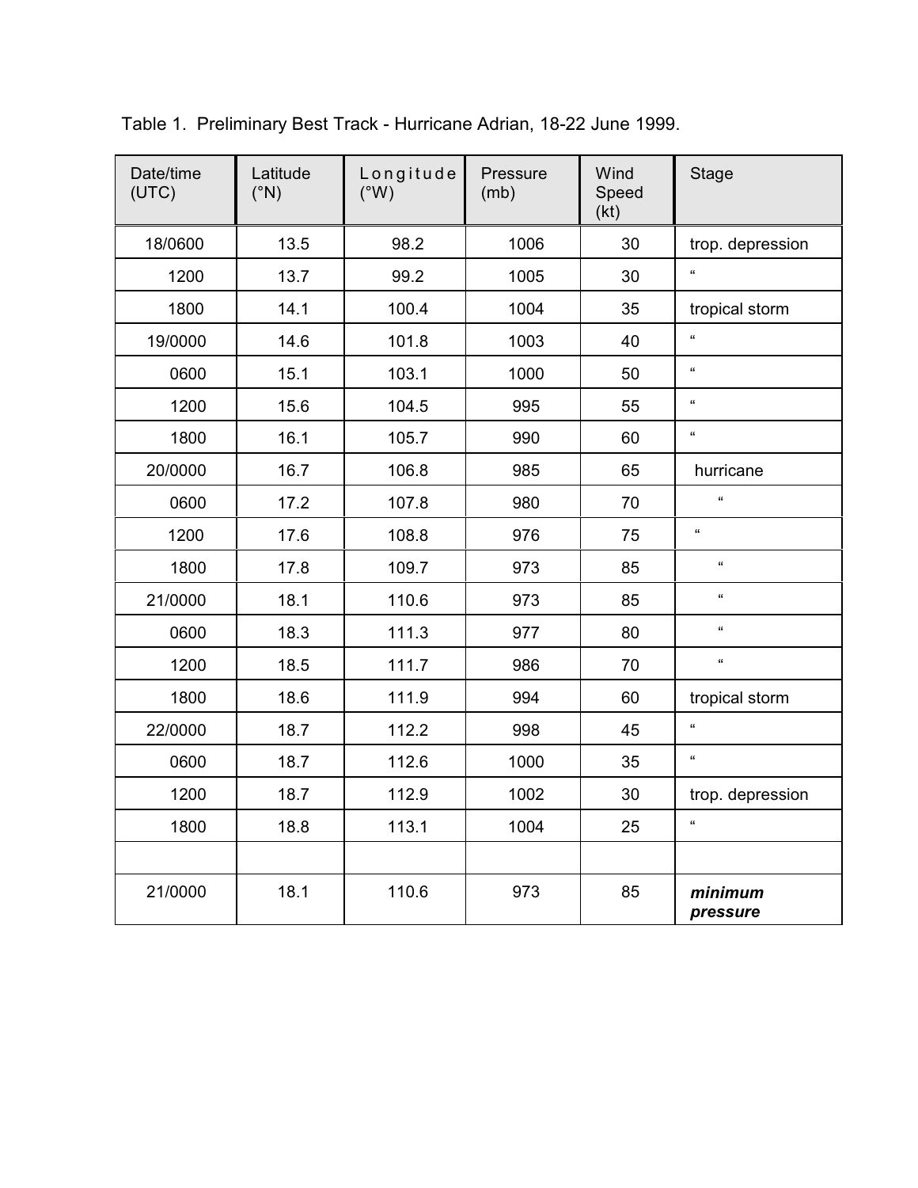Table 1. Preliminary Best Track - Hurricane Adrian, 18-22 June 1999.

| Date/time (UTC) | Latitude (°N) | Longitude (°W) | Pressure (mb) | Wind Speed (kt) | Stage |
|---|---|---|---|---|---|
| 18/0600 | 13.5 | 98.2 | 1006 | 30 | trop. depression |
| 1200 | 13.7 | 99.2 | 1005 | 30 | " |
| 1800 | 14.1 | 100.4 | 1004 | 35 | tropical storm |
| 19/0000 | 14.6 | 101.8 | 1003 | 40 | " |
| 0600 | 15.1 | 103.1 | 1000 | 50 | " |
| 1200 | 15.6 | 104.5 | 995 | 55 | " |
| 1800 | 16.1 | 105.7 | 990 | 60 | " |
| 20/0000 | 16.7 | 106.8 | 985 | 65 | hurricane |
| 0600 | 17.2 | 107.8 | 980 | 70 | " |
| 1200 | 17.6 | 108.8 | 976 | 75 | " |
| 1800 | 17.8 | 109.7 | 973 | 85 | " |
| 21/0000 | 18.1 | 110.6 | 973 | 85 | " |
| 0600 | 18.3 | 111.3 | 977 | 80 | " |
| 1200 | 18.5 | 111.7 | 986 | 70 | " |
| 1800 | 18.6 | 111.9 | 994 | 60 | tropical storm |
| 22/0000 | 18.7 | 112.2 | 998 | 45 | " |
| 0600 | 18.7 | 112.6 | 1000 | 35 | " |
| 1200 | 18.7 | 112.9 | 1002 | 30 | trop. depression |
| 1800 | 18.8 | 113.1 | 1004 | 25 | " |
| | | | | | |
| 21/0000 | 18.1 | 110.6 | 973 | 85 | ***minimum pressure*** |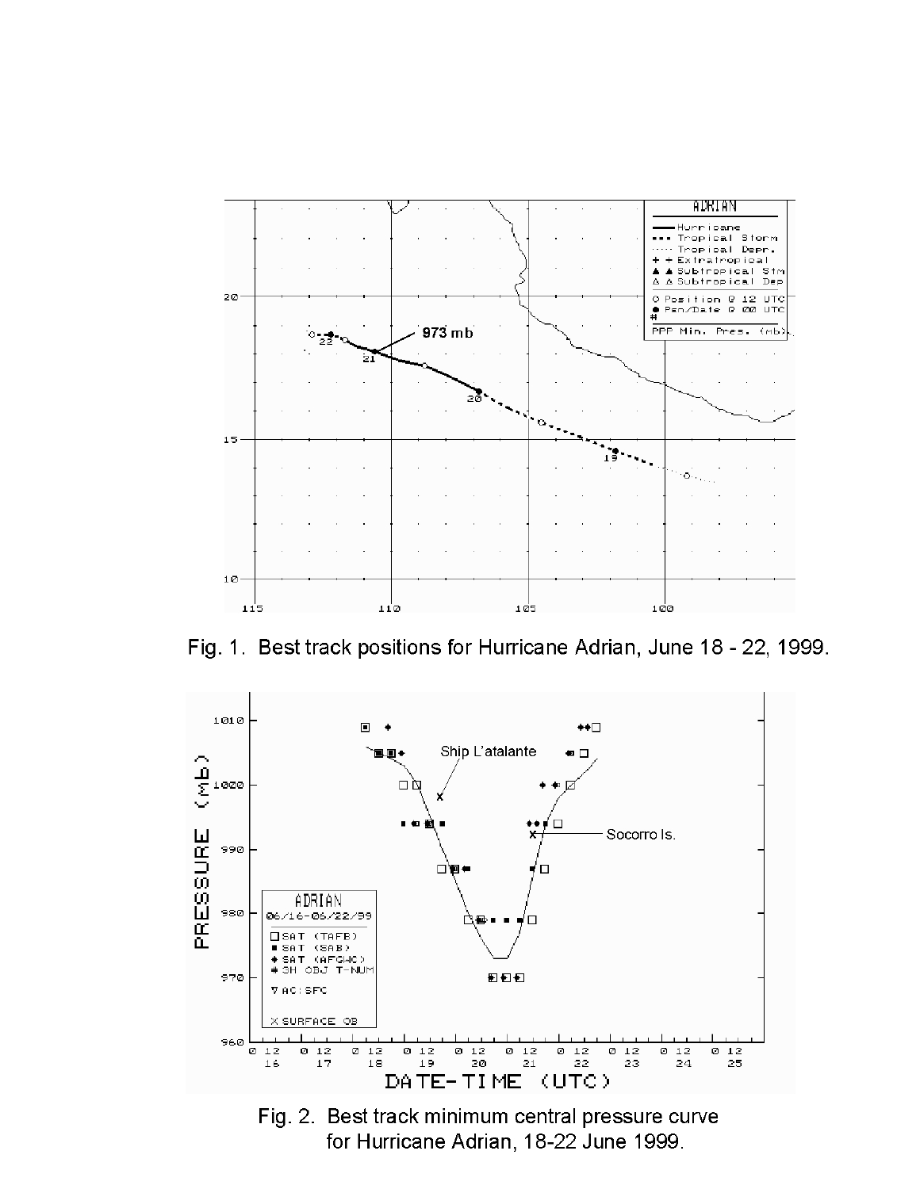Fig. 1. Best track positions for Hurricane Adrian, June 18 - 22, 1999.

Fig. 2. Best track minimum central pressure curve for Hurricane Adrian, 18-22 June 1999.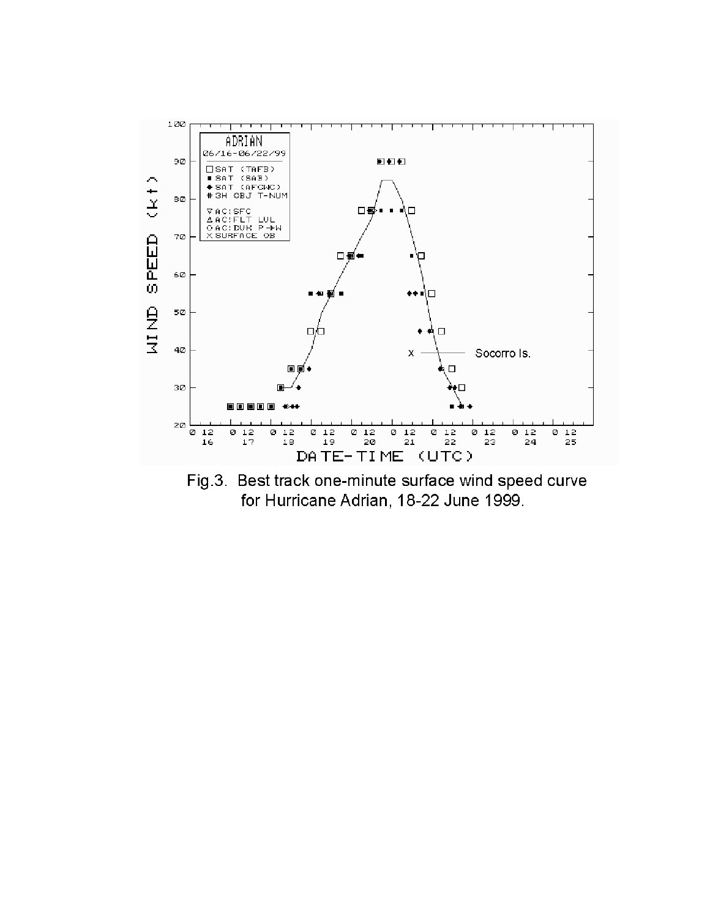ADRIAN
06/16-06/22/99

□ SAT (TAFB)
■ SAT (SAB)
◆ SAT (AFGWC)
# 3H OBJ T-NUM

▽ AC:SFC
△ AC:FLT LVL
○ AC:DVK P→W
X SURFACE OB

WIND SPEED (kt)

100
90
80
70
60
50
40
30
20

X Socorro Is.

0 12 0 12 0 12 0 12 0 12 0 12 0 12 0 12 0 12 0 12
16 17 18 19 20 21 22 23 24 25

DATE-TIME (UTC)

Fig.3. Best track one-minute surface wind speed curve for Hurricane Adrian, 18-22 June 1999.